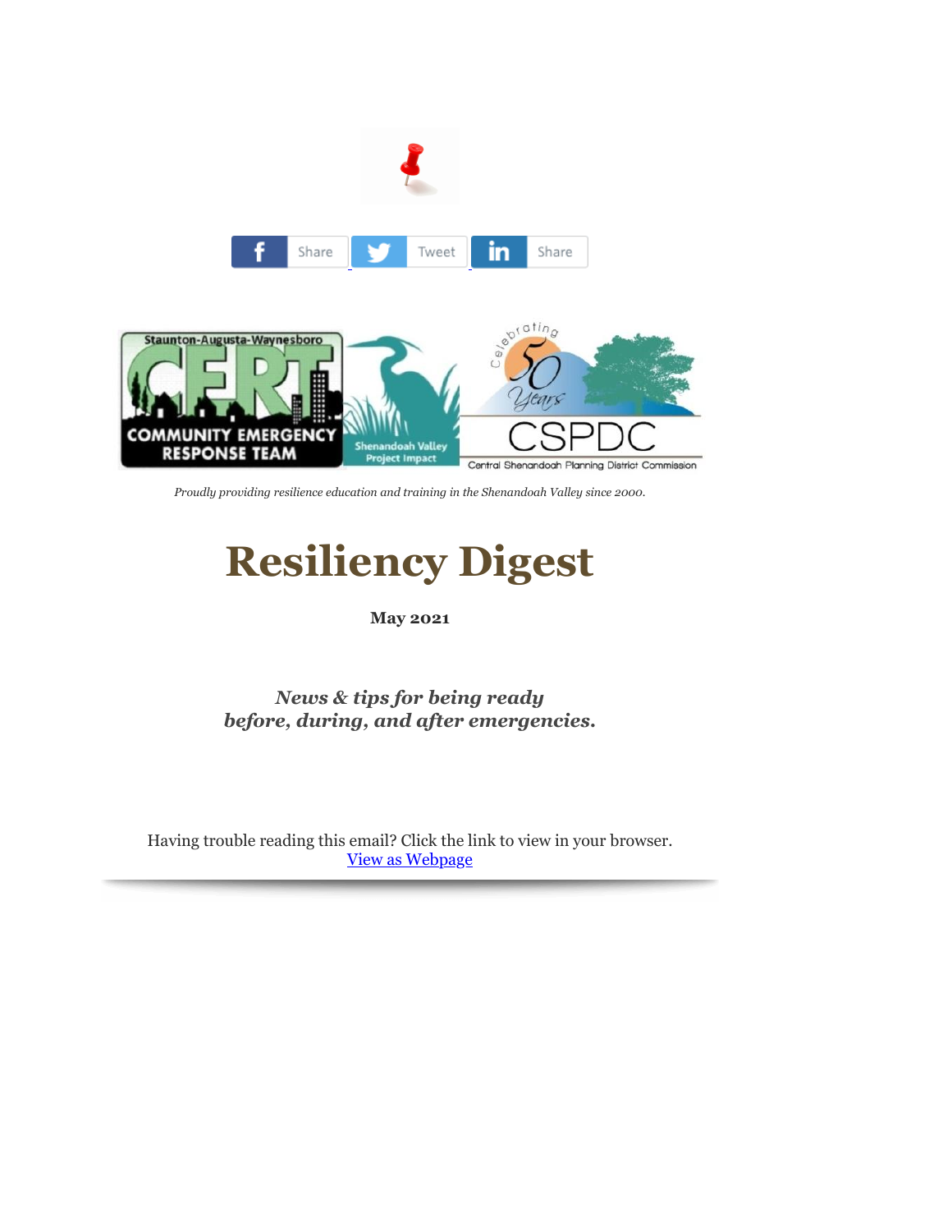Share Tweet Share

*Proudly providing resilience education and training in the Shenandoah Valley since 2000.*

# Resiliency Digest

**May 2021**

***News & tips for being ready before, during, and after emergencies.***

Having trouble reading this email? Click the link to view in your browser.
[View as Webpage]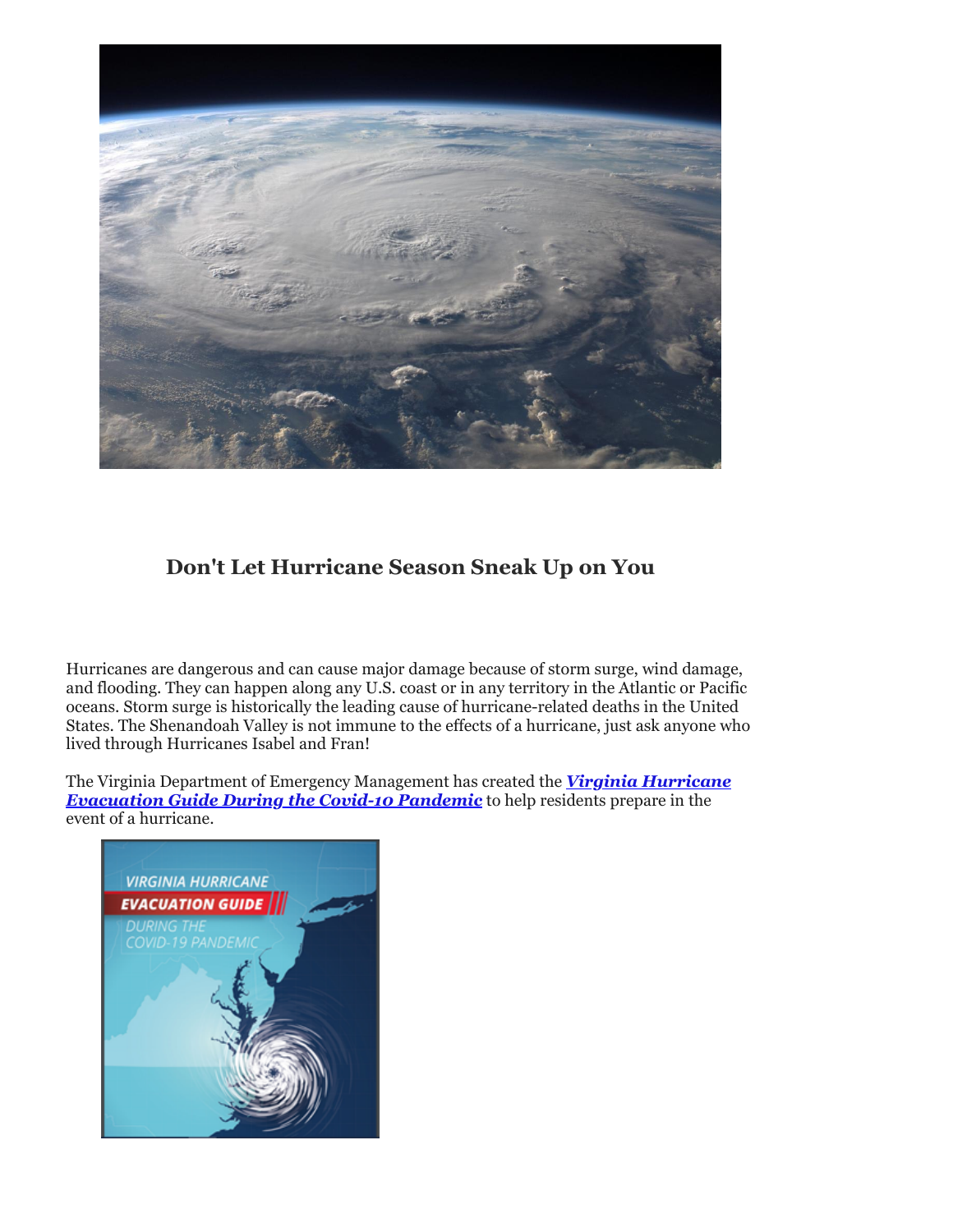## Don't Let Hurricane Season Sneak Up on You

Hurricanes are dangerous and can cause major damage because of storm surge, wind damage, and flooding. They can happen along any U.S. coast or in any territory in the Atlantic or Pacific oceans. Storm surge is historically the leading cause of hurricane-related deaths in the United States. The Shenandoah Valley is not immune to the effects of a hurricane, just ask anyone who lived through Hurricanes Isabel and Fran!

The Virginia Department of Emergency Management has created the ***Virginia Hurricane Evacuation Guide During the Covid-10 Pandemic*** to help residents prepare in the event of a hurricane.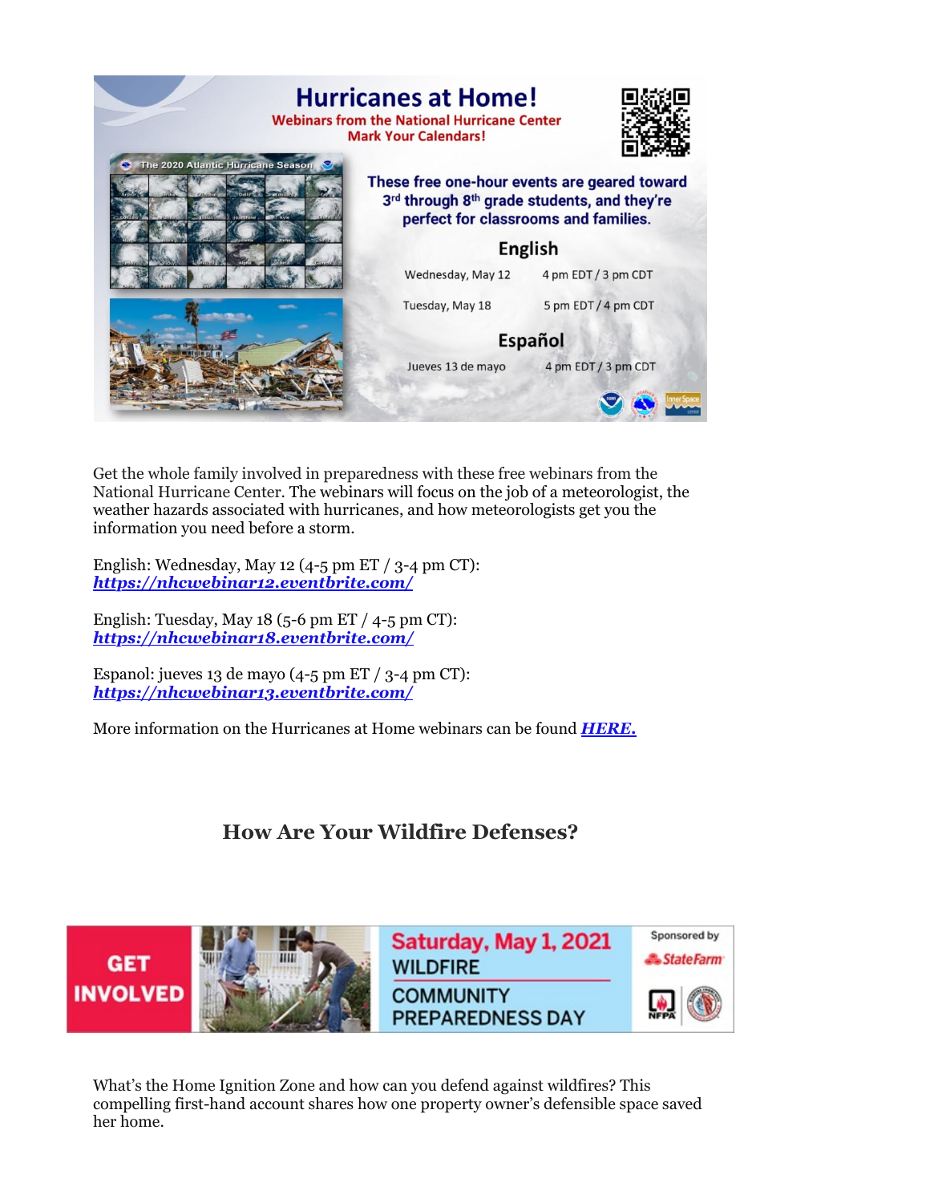# Hurricanes at Home!

**Webinars from the National Hurricane Center**
**Mark Your Calendars!**

**These free one-hour events are geared toward 3rd through 8th grade students, and they're perfect for classrooms and families.**

**English**

| | |
|---|---|
| Wednesday, May 12 | 4 pm EDT / 3 pm CDT |
| Tuesday, May 18 | 5 pm EDT / 4 pm CDT |

**Español**

| | |
|---|---|
| Jueves 13 de mayo | 4 pm EDT / 3 pm CDT |

Get the whole family involved in preparedness with these free webinars from the National Hurricane Center. The webinars will focus on the job of a meteorologist, the weather hazards associated with hurricanes, and how meteorologists get you the information you need before a storm.

English: Wednesday, May 12 (4-5 pm ET / 3-4 pm CT):
***https://nhcwebinar12.eventbrite.com/***

English: Tuesday, May 18 (5-6 pm ET / 4-5 pm CT):
***https://nhcwebinar18.eventbrite.com/***

Espanol: jueves 13 de mayo (4-5 pm ET / 3-4 pm CT):
***https://nhcwebinar13.eventbrite.com/***

More information on the Hurricanes at Home webinars can be found ***HERE.***

## How Are Your Wildfire Defenses?

**GET INVOLVED**

**Saturday, May 1, 2021**
**WILDFIRE COMMUNITY PREPAREDNESS DAY**

Sponsored by StateFarm

What's the Home Ignition Zone and how can you defend against wildfires? This compelling first-hand account shares how one property owner's defensible space saved her home.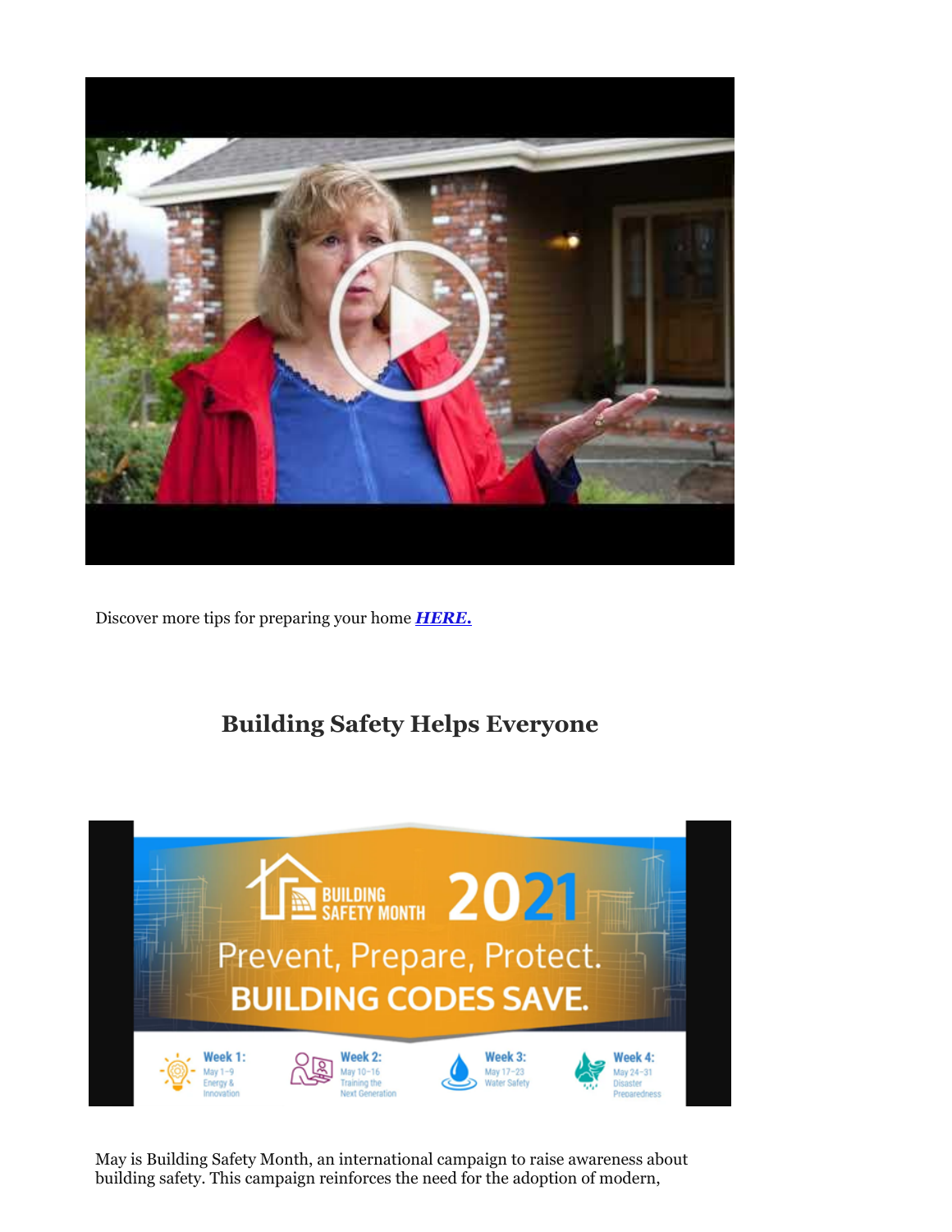Discover more tips for preparing your home ***HERE.***

## Building Safety Helps Everyone

May is Building Safety Month, an international campaign to raise awareness about building safety. This campaign reinforces the need for the adoption of modern,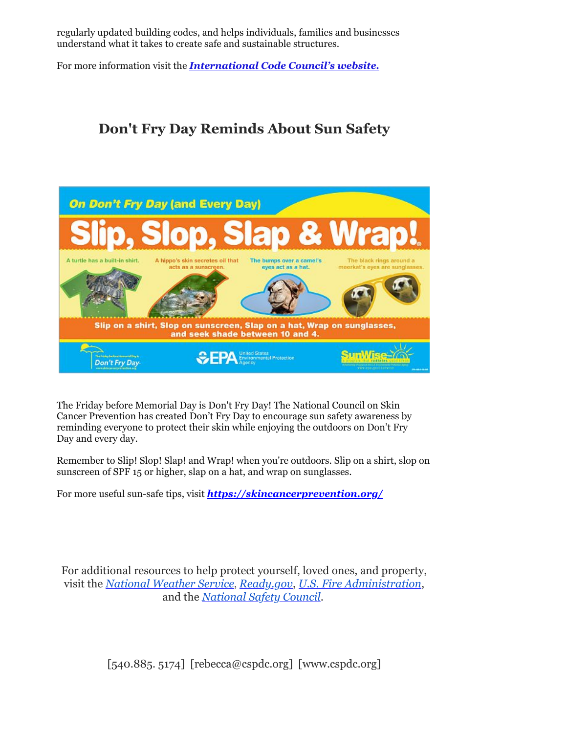regularly updated building codes, and helps individuals, families and businesses understand what it takes to create safe and sustainable structures.

For more information visit the ***International Code Council's website.***

## Don't Fry Day Reminds About Sun Safety

The Friday before Memorial Day is Don't Fry Day! The National Council on Skin Cancer Prevention has created Don't Fry Day to encourage sun safety awareness by reminding everyone to protect their skin while enjoying the outdoors on Don't Fry Day and every day.

Remember to Slip! Slop! Slap! and Wrap! when you're outdoors. Slip on a shirt, slop on sunscreen of SPF 15 or higher, slap on a hat, and wrap on sunglasses.

For more useful sun-safe tips, visit ***https://skincancerprevention.org/***

For additional resources to help protect yourself, loved ones, and property, visit the *National Weather Service*, *Ready.gov*, *U.S. Fire Administration*, and the *National Safety Council*.

[540.885. 5174] [rebecca@cspdc.org] [www.cspdc.org]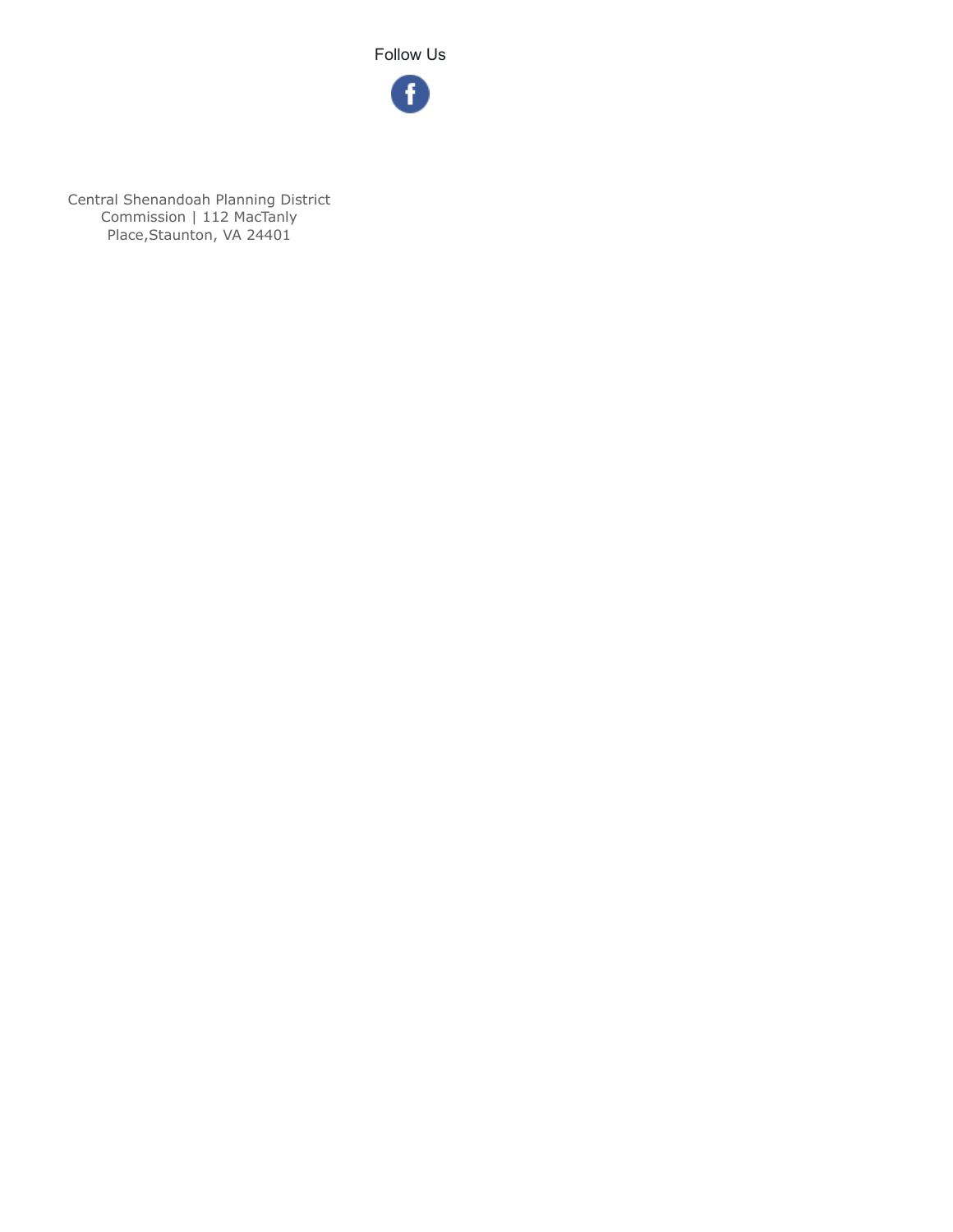Follow Us

Central Shenandoah Planning District Commission | 112 MacTanly Place,Staunton, VA 24401